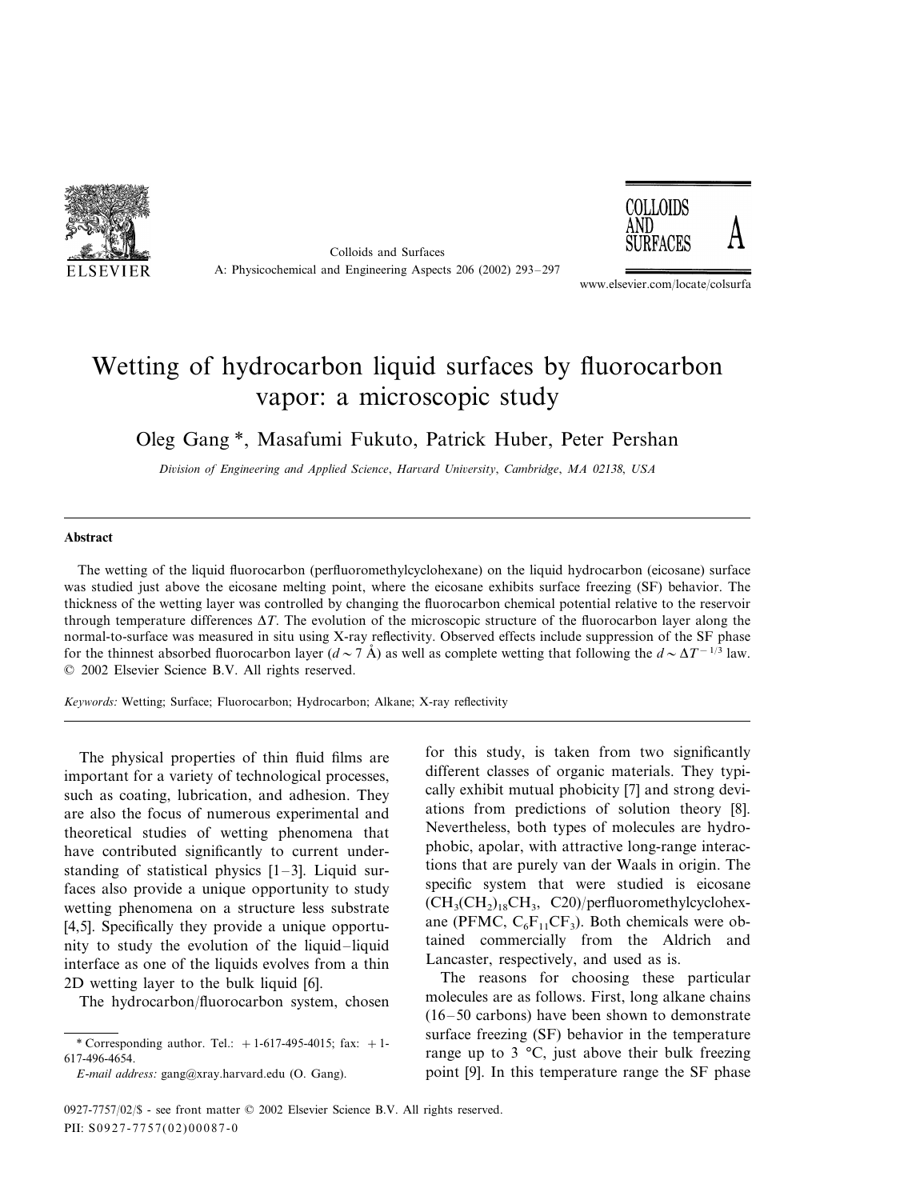# Wetting of hydrocarbon liquid surfaces by fluorocarbon vapor: a microscopic study

Oleg Gang *, Masafumi Fukuto, Patrick Huber, Peter Pershan

*Division of Engineering and Applied Science, Harvard University, Cambridge, MA 02138, USA*

---

**Abstract**

The wetting of the liquid fluorocarbon (perfluoromethylcyclohexane) on the liquid hydrocarbon (eicosane) surface was studied just above the eicosane melting point, where the eicosane exhibits surface freezing (SF) behavior. The thickness of the wetting layer was controlled by changing the fluorocarbon chemical potential relative to the reservoir through temperature differences $\Delta T$. The evolution of the microscopic structure of the fluorocarbon layer along the normal-to-surface was measured in situ using X-ray reflectivity. Observed effects include suppression of the SF phase for the thinnest absorbed fluorocarbon layer ($d \sim 7$ Å) as well as complete wetting that following the $d \sim \Delta T^{-1/3}$ law. © 2002 Elsevier Science B.V. All rights reserved.

*Keywords:* Wetting; Surface; Fluorocarbon; Hydrocarbon; Alkane; X-ray reflectivity

---

The physical properties of thin fluid films are important for a variety of technological processes, such as coating, lubrication, and adhesion. They are also the focus of numerous experimental and theoretical studies of wetting phenomena that have contributed significantly to current understanding of statistical physics [1–3]. Liquid surfaces also provide a unique opportunity to study wetting phenomena on a structure less substrate [4,5]. Specifically they provide a unique opportunity to study the evolution of the liquid–liquid interface as one of the liquids evolves from a thin 2D wetting layer to the bulk liquid [6].

The hydrocarbon/fluorocarbon system, chosen for this study, is taken from two significantly different classes of organic materials. They typically exhibit mutual phobicity [7] and strong deviations from predictions of solution theory [8]. Nevertheless, both types of molecules are hydrophobic, apolar, with attractive long-range interactions that are purely van der Waals in origin. The specific system that were studied is eicosane ($CH_3(CH_2)_{18}CH_3$, C20)/perfluoromethylcyclohexane (PFMC, $C_6F_{11}CF_3$). Both chemicals were obtained commercially from the Aldrich and Lancaster, respectively, and used as is.

The reasons for choosing these particular molecules are as follows. First, long alkane chains (16–50 carbons) have been shown to demonstrate surface freezing (SF) behavior in the temperature range up to 3 °C, just above their bulk freezing point [9]. In this temperature range the SF phase

---

\* Corresponding author. Tel.: +1-617-495-4015; fax: +1-617-496-4654.

*E-mail address:* gang@xray.harvard.edu (O. Gang).

0927-7757/02/$ - see front matter © 2002 Elsevier Science B.V. All rights reserved.
PII: S0927-7757(02)00087-0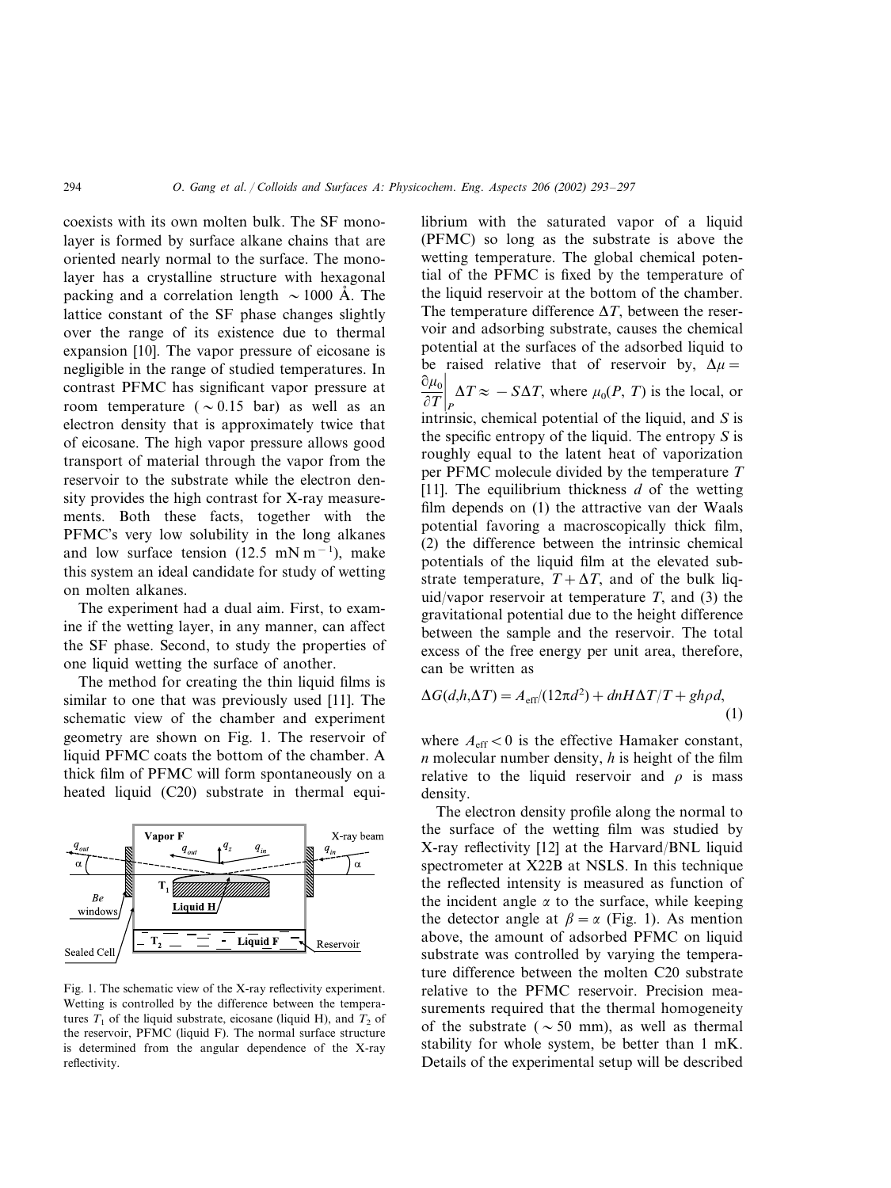coexists with its own molten bulk. The SF monolayer is formed by surface alkane chains that are oriented nearly normal to the surface. The monolayer has a crystalline structure with hexagonal packing and a correlation length $\sim 1000$ Å. The lattice constant of the SF phase changes slightly over the range of its existence due to thermal expansion [10]. The vapor pressure of eicosane is negligible in the range of studied temperatures. In contrast PFMC has significant vapor pressure at room temperature ($\sim 0.15$ bar) as well as an electron density that is approximately twice that of eicosane. The high vapor pressure allows good transport of material through the vapor from the reservoir to the substrate while the electron density provides the high contrast for X-ray measurements. Both these facts, together with the PFMC's very low solubility in the long alkanes and low surface tension (12.5 mN $m^{-1}$), make this system an ideal candidate for study of wetting on molten alkanes.

The experiment had a dual aim. First, to examine if the wetting layer, in any manner, can affect the SF phase. Second, to study the properties of one liquid wetting the surface of another.

The method for creating the thin liquid films is similar to one that was previously used [11]. The schematic view of the chamber and experiment geometry are shown on Fig. 1. The reservoir of liquid PFMC coats the bottom of the chamber. A thick film of PFMC will form spontaneously on a heated liquid (C20) substrate in thermal equilibrium with the saturated vapor of a liquid (PFMC) so long as the substrate is above the wetting temperature. The global chemical potential of the PFMC is fixed by the temperature of the liquid reservoir at the bottom of the chamber. The temperature difference $\Delta T$, between the reservoir and adsorbing substrate, causes the chemical potential at the surfaces of the adsorbed liquid to be raised relative that of reservoir by, $\Delta\mu = \left.\frac{\partial\mu_0}{\partial T}\right|_P \Delta T \approx -S\Delta T$, where $\mu_0(P, T)$ is the local, or intrinsic, chemical potential of the liquid, and $S$ is the specific entropy of the liquid. The entropy $S$ is roughly equal to the latent heat of vaporization per PFMC molecule divided by the temperature $T$ [11]. The equilibrium thickness $d$ of the wetting film depends on (1) the attractive van der Waals potential favoring a macroscopically thick film, (2) the difference between the intrinsic chemical potentials of the liquid film at the elevated substrate temperature, $T + \Delta T$, and of the bulk liquid/vapor reservoir at temperature $T$, and (3) the gravitational potential due to the height difference between the sample and the reservoir. The total excess of the free energy per unit area, therefore, can be written as

$$\Delta G(d,h,\Delta T) = A_{\text{eff}}/(12\pi d^2) + dnH\Delta T/T + gh\rho d, \tag{1}$$

where $A_{\text{eff}} < 0$ is the effective Hamaker constant, $n$ molecular number density, $h$ is height of the film relative to the liquid reservoir and $\rho$ is mass density.

The electron density profile along the normal to the surface of the wetting film was studied by X-ray reflectivity [12] at the Harvard/BNL liquid spectrometer at X22B at NSLS. In this technique the reflected intensity is measured as function of the incident angle $\alpha$ to the surface, while keeping the detector angle at $\beta = \alpha$ (Fig. 1). As mention above, the amount of adsorbed PFMC on liquid substrate was controlled by varying the temperature difference between the molten C20 substrate relative to the PFMC reservoir. Precision measurements required that the thermal homogeneity of the substrate ($\sim 50$ mm), as well as thermal stability for whole system, be better than 1 mK. Details of the experimental setup will be described

Fig. 1. The schematic view of the X-ray reflectivity experiment. Wetting is controlled by the difference between the temperatures $T_1$ of the liquid substrate, eicosane (liquid H), and $T_2$ of the reservoir, PFMC (liquid F). The normal surface structure is determined from the angular dependence of the X-ray reflectivity.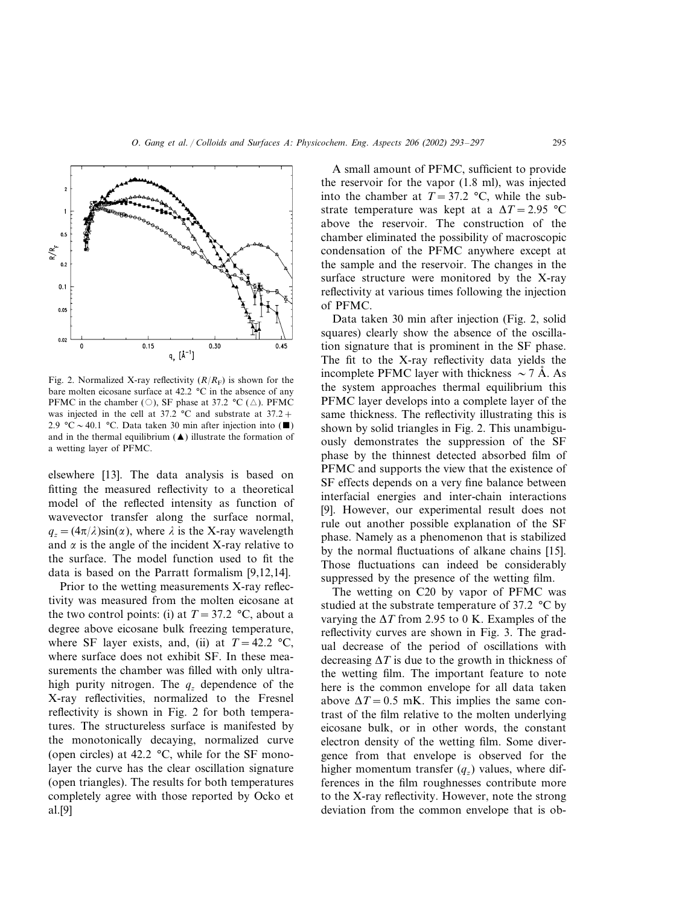Fig. 2. Normalized X-ray reflectivity ($R/R_F$) is shown for the bare molten eicosane surface at 42.2 °C in the absence of any PFMC in the chamber (○), SF phase at 37.2 °C (△). PFMC was injected in the cell at 37.2 °C and substrate at 37.2 + 2.9 °C ~ 40.1 °C. Data taken 30 min after injection into (■) and in the thermal equilibrium (▲) illustrate the formation of a wetting layer of PFMC.

elsewhere [13]. The data analysis is based on fitting the measured reflectivity to a theoretical model of the reflected intensity as function of wavevector transfer along the surface normal, $q_z = (4\pi/\lambda)\sin(\alpha)$, where $\lambda$ is the X-ray wavelength and $\alpha$ is the angle of the incident X-ray relative to the surface. The model function used to fit the data is based on the Parratt formalism [9,12,14].

Prior to the wetting measurements X-ray reflectivity was measured from the molten eicosane at the two control points: (i) at $T = 37.2$ °C, about a degree above eicosane bulk freezing temperature, where SF layer exists, and, (ii) at $T = 42.2$ °C, where surface does not exhibit SF. In these measurements the chamber was filled with only ultra-high purity nitrogen. The $q_z$ dependence of the X-ray reflectivities, normalized to the Fresnel reflectivity is shown in Fig. 2 for both temperatures. The structureless surface is manifested by the monotonically decaying, normalized curve (open circles) at 42.2 °C, while for the SF monolayer the curve has the clear oscillation signature (open triangles). The results for both temperatures completely agree with those reported by Ocko et al.[9]

A small amount of PFMC, sufficient to provide the reservoir for the vapor (1.8 ml), was injected into the chamber at $T = 37.2$ °C, while the substrate temperature was kept at a $\Delta T = 2.95$ °C above the reservoir. The construction of the chamber eliminated the possibility of macroscopic condensation of the PFMC anywhere except at the sample and the reservoir. The changes in the surface structure were monitored by the X-ray reflectivity at various times following the injection of PFMC.

Data taken 30 min after injection (Fig. 2, solid squares) clearly show the absence of the oscillation signature that is prominent in the SF phase. The fit to the X-ray reflectivity data yields the incomplete PFMC layer with thickness ~ 7 Å. As the system approaches thermal equilibrium this PFMC layer develops into a complete layer of the same thickness. The reflectivity illustrating this is shown by solid triangles in Fig. 2. This unambiguously demonstrates the suppression of the SF phase by the thinnest detected absorbed film of PFMC and supports the view that the existence of SF effects depends on a very fine balance between interfacial energies and inter-chain interactions [9]. However, our experimental result does not rule out another possible explanation of the SF phase. Namely as a phenomenon that is stabilized by the normal fluctuations of alkane chains [15]. Those fluctuations can indeed be considerably suppressed by the presence of the wetting film.

The wetting on C20 by vapor of PFMC was studied at the substrate temperature of 37.2 °C by varying the $\Delta T$ from 2.95 to 0 K. Examples of the reflectivity curves are shown in Fig. 3. The gradual decrease of the period of oscillations with decreasing $\Delta T$ is due to the growth in thickness of the wetting film. The important feature to note here is the common envelope for all data taken above $\Delta T = 0.5$ mK. This implies the same contrast of the film relative to the molten underlying eicosane bulk, or in other words, the constant electron density of the wetting film. Some divergence from that envelope is observed for the higher momentum transfer ($q_z$) values, where differences in the film roughnesses contribute more to the X-ray reflectivity. However, note the strong deviation from the common envelope that is ob-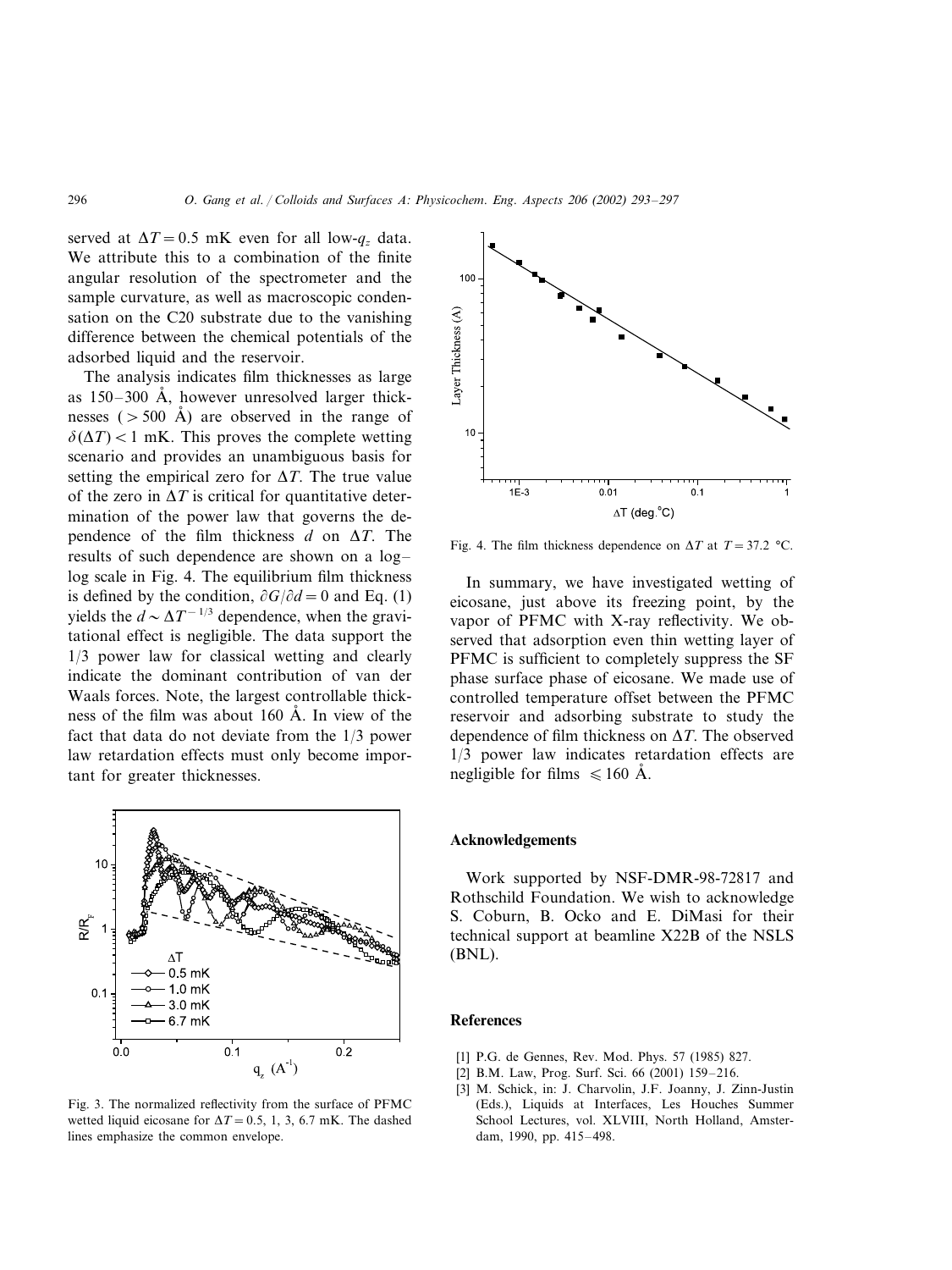served at $\Delta T = 0.5$ mK even for all low-$q_z$ data. We attribute this to a combination of the finite angular resolution of the spectrometer and the sample curvature, as well as macroscopic condensation on the C20 substrate due to the vanishing difference between the chemical potentials of the adsorbed liquid and the reservoir.

The analysis indicates film thicknesses as large as 150–300 Å, however unresolved larger thicknesses (> 500 Å) are observed in the range of $\delta(\Delta T) < 1$ mK. This proves the complete wetting scenario and provides an unambiguous basis for setting the empirical zero for $\Delta T$. The true value of the zero in $\Delta T$ is critical for quantitative determination of the power law that governs the dependence of the film thickness $d$ on $\Delta T$. The results of such dependence are shown on a log–log scale in Fig. 4. The equilibrium film thickness is defined by the condition, $\partial G/\partial d = 0$ and Eq. (1) yields the $d \sim \Delta T^{-1/3}$ dependence, when the gravitational effect is negligible. The data support the 1/3 power law for classical wetting and clearly indicate the dominant contribution of van der Waals forces. Note, the largest controllable thickness of the film was about 160 Å. In view of the fact that data do not deviate from the 1/3 power law retardation effects must only become important for greater thicknesses.

Fig. 3. The normalized reflectivity from the surface of PFMC wetted liquid eicosane for $\Delta T = 0.5$, 1, 3, 6.7 mK. The dashed lines emphasize the common envelope.

Fig. 4. The film thickness dependence on $\Delta T$ at $T = 37.2$ °C.

In summary, we have investigated wetting of eicosane, just above its freezing point, by the vapor of PFMC with X-ray reflectivity. We observed that adsorption even thin wetting layer of PFMC is sufficient to completely suppress the SF phase surface phase of eicosane. We made use of controlled temperature offset between the PFMC reservoir and absorbing substrate to study the dependence of film thickness on $\Delta T$. The observed 1/3 power law indicates retardation effects are negligible for films $\leqslant 160$ Å.

## Acknowledgements

Work supported by NSF-DMR-98-72817 and Rothschild Foundation. We wish to acknowledge S. Coburn, B. Ocko and E. DiMasi for their technical support at beamline X22B of the NSLS (BNL).

## References

[1] P.G. de Gennes, Rev. Mod. Phys. 57 (1985) 827.

[2] B.M. Law, Prog. Surf. Sci. 66 (2001) 159–216.

[3] M. Schick, in: J. Charvolin, J.F. Joanny, J. Zinn-Justin (Eds.), Liquids at Interfaces, Les Houches Summer School Lectures, vol. XLVIII, North Holland, Amsterdam, 1990, pp. 415–498.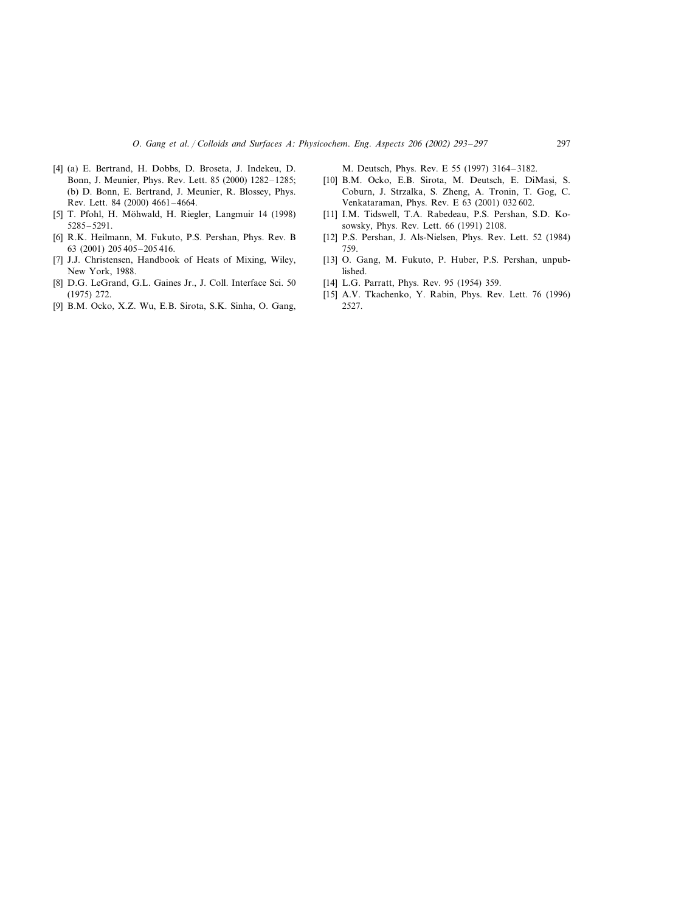[4] (a) E. Bertrand, H. Dobbs, D. Broseta, J. Indekeu, D. Bonn, J. Meunier, Phys. Rev. Lett. 85 (2000) 1282–1285; (b) D. Bonn, E. Bertrand, J. Meunier, R. Blossey, Phys. Rev. Lett. 84 (2000) 4661–4664.

[5] T. Pfohl, H. Möhwald, H. Riegler, Langmuir 14 (1998) 5285–5291.

[6] R.K. Heilmann, M. Fukuto, P.S. Pershan, Phys. Rev. B 63 (2001) 205 405–205 416.

[7] J.J. Christensen, Handbook of Heats of Mixing, Wiley, New York, 1988.

[8] D.G. LeGrand, G.L. Gaines Jr., J. Coll. Interface Sci. 50 (1975) 272.

[9] B.M. Ocko, X.Z. Wu, E.B. Sirota, S.K. Sinha, O. Gang, M. Deutsch, Phys. Rev. E 55 (1997) 3164–3182.

[10] B.M. Ocko, E.B. Sirota, M. Deutsch, E. DiMasi, S. Coburn, J. Strzalka, S. Zheng, A. Tronin, T. Gog, C. Venkataraman, Phys. Rev. E 63 (2001) 032 602.

[11] I.M. Tidswell, T.A. Rabedeau, P.S. Pershan, S.D. Kosowsky, Phys. Rev. Lett. 66 (1991) 2108.

[12] P.S. Pershan, J. Als-Nielsen, Phys. Rev. Lett. 52 (1984) 759.

[13] O. Gang, M. Fukuto, P. Huber, P.S. Pershan, unpublished.

[14] L.G. Parratt, Phys. Rev. 95 (1954) 359.

[15] A.V. Tkachenko, Y. Rabin, Phys. Rev. Lett. 76 (1996) 2527.